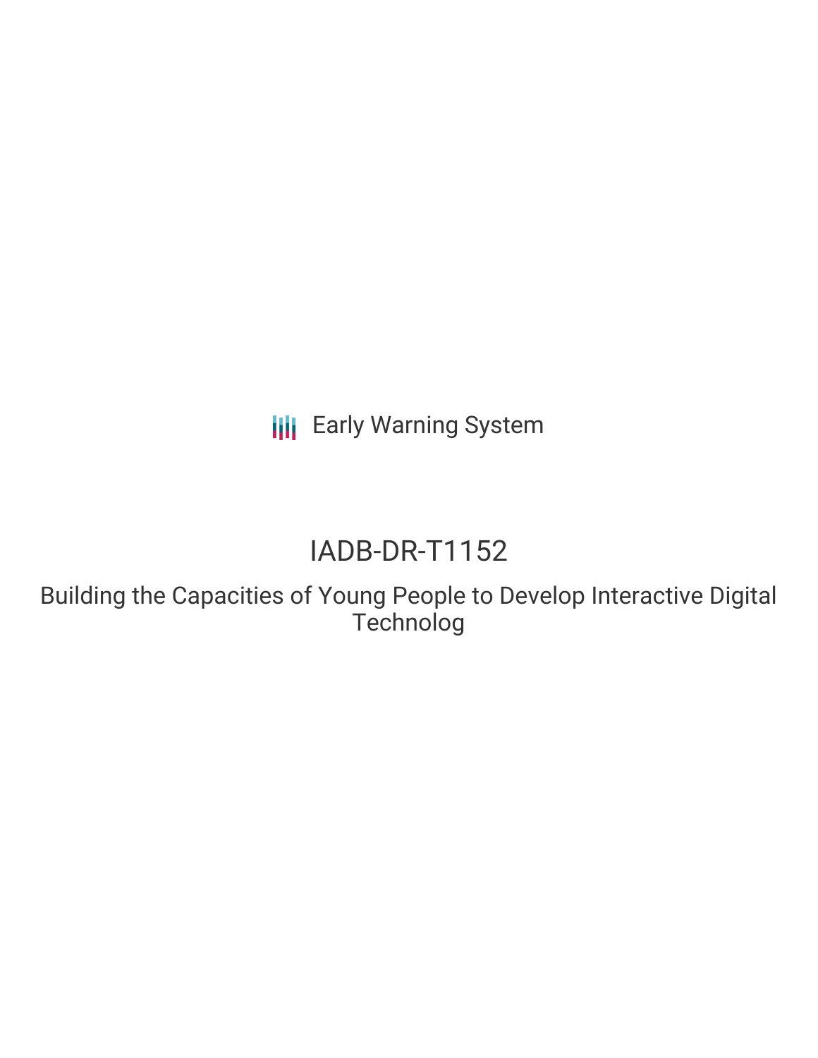Early Warning System

# IADB-DR-T1152

## Building the Capacities of Young People to Develop Interactive Digital Technolog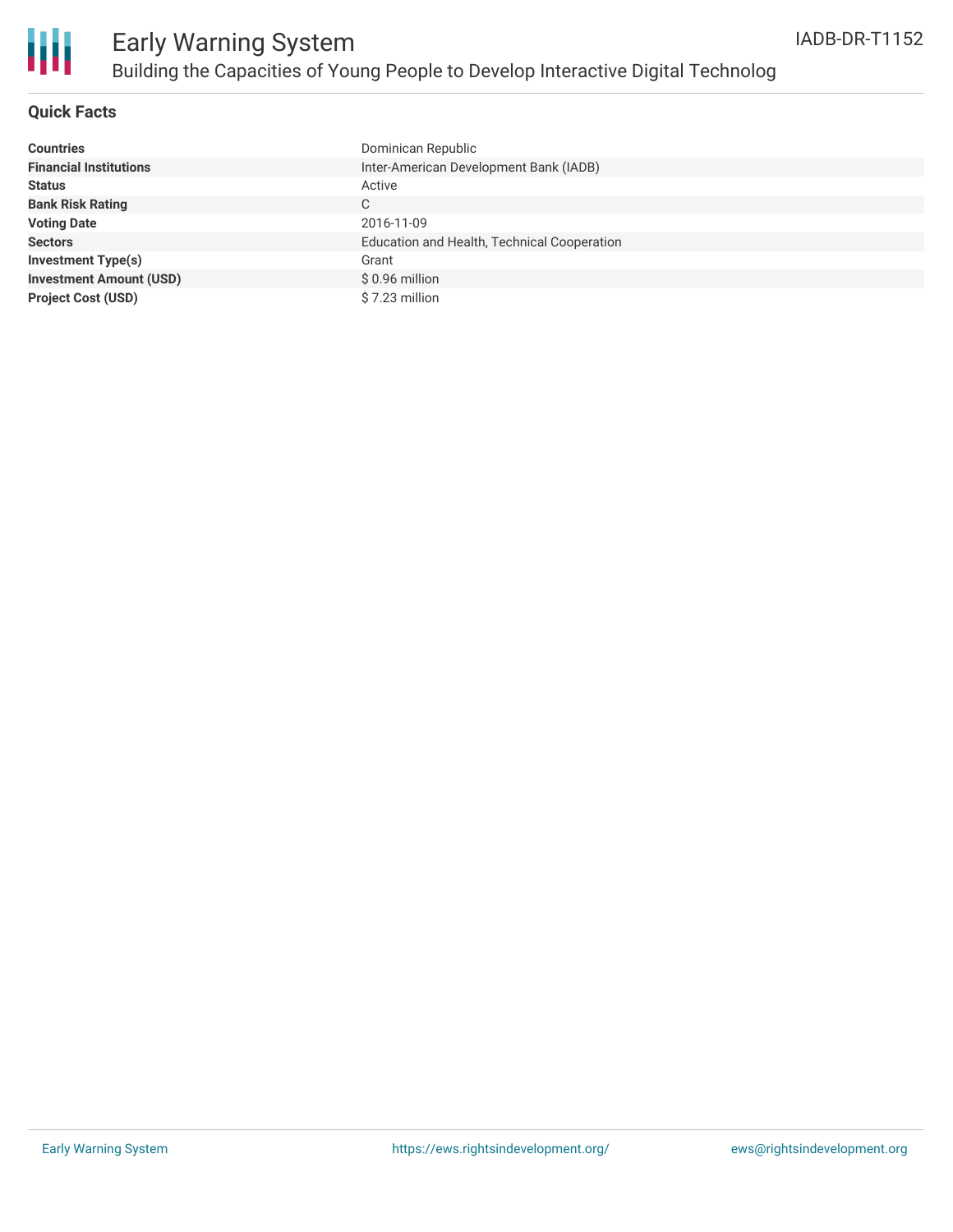## Quick Facts

| | |
|---|---|
| **Countries** | Dominican Republic |
| **Financial Institutions** | Inter-American Development Bank (IADB) |
| **Status** | Active |
| **Bank Risk Rating** | C |
| **Voting Date** | 2016-11-09 |
| **Sectors** | Education and Health, Technical Cooperation |
| **Investment Type(s)** | Grant |
| **Investment Amount (USD)** | $ 0.96 million |
| **Project Cost (USD)** | $ 7.23 million |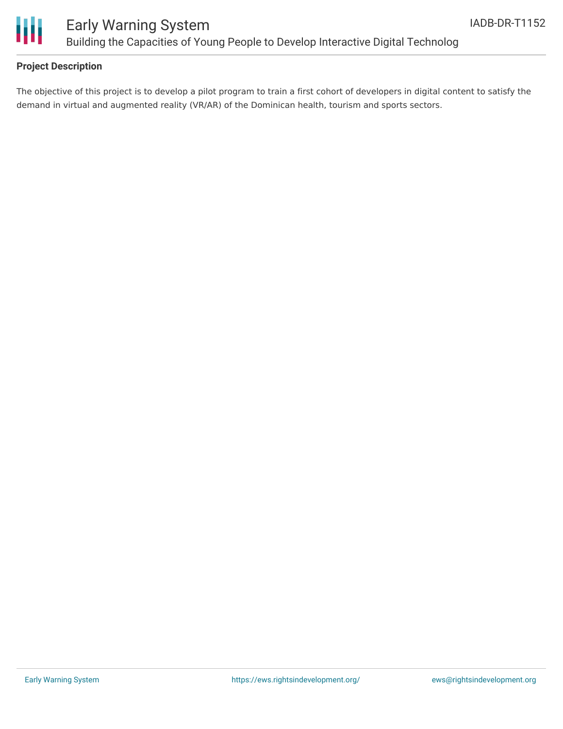## Project Description

The objective of this project is to develop a pilot program to train a first cohort of developers in digital content to satisfy the demand in virtual and augmented reality (VR/AR) of the Dominican health, tourism and sports sectors.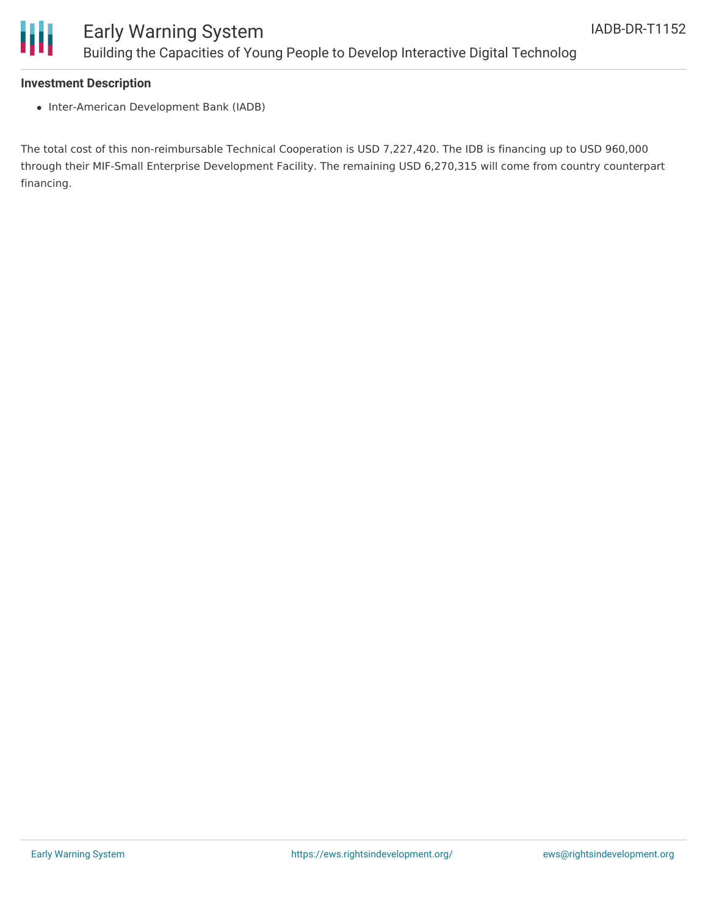**Investment Description**

- Inter-American Development Bank (IADB)

The total cost of this non-reimbursable Technical Cooperation is USD 7,227,420. The IDB is financing up to USD 960,000 through their MIF-Small Enterprise Development Facility. The remaining USD 6,270,315 will come from country counterpart financing.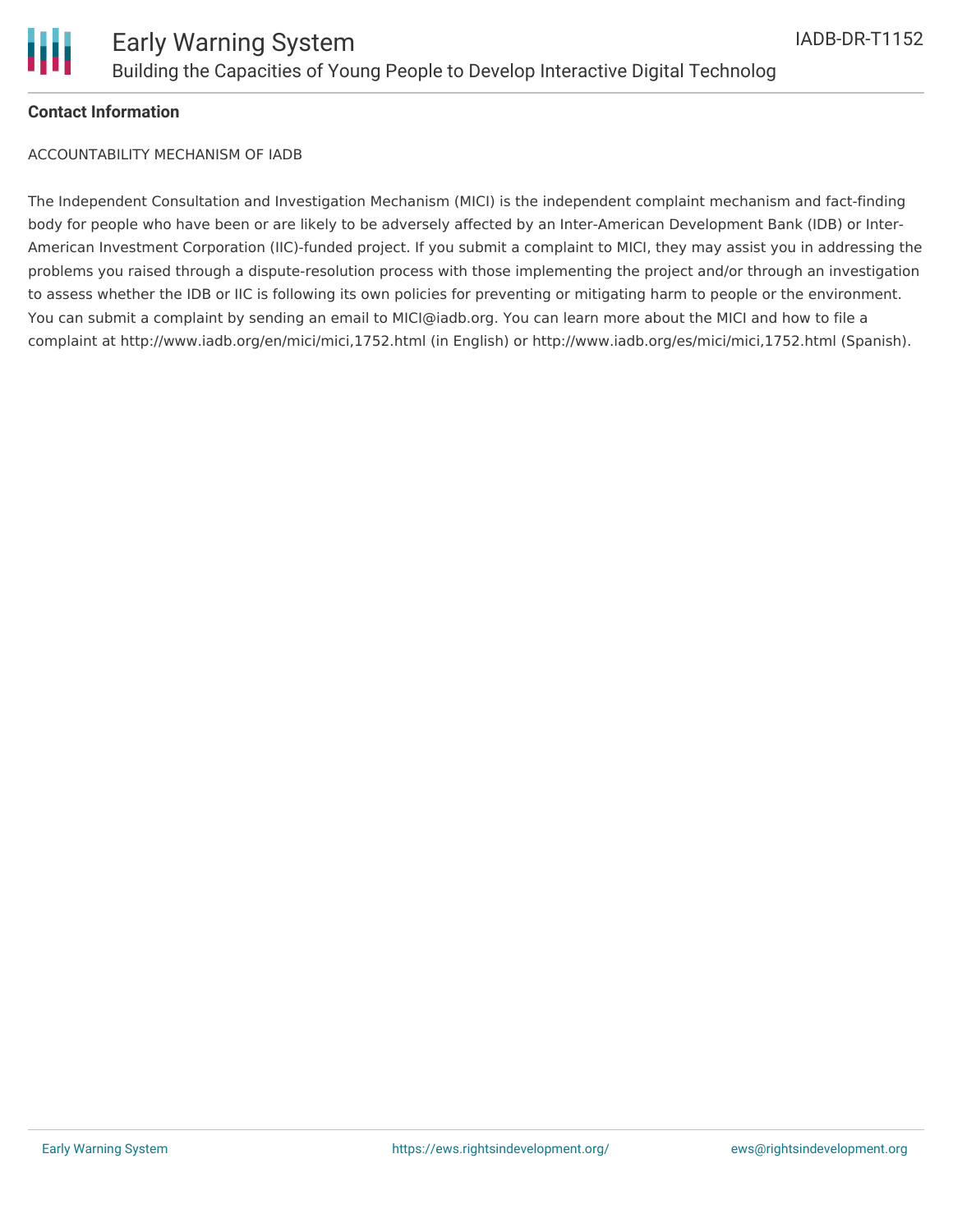**Contact Information**

ACCOUNTABILITY MECHANISM OF IADB

The Independent Consultation and Investigation Mechanism (MICI) is the independent complaint mechanism and fact-finding body for people who have been or are likely to be adversely affected by an Inter-American Development Bank (IDB) or Inter-American Investment Corporation (IIC)-funded project. If you submit a complaint to MICI, they may assist you in addressing the problems you raised through a dispute-resolution process with those implementing the project and/or through an investigation to assess whether the IDB or IIC is following its own policies for preventing or mitigating harm to people or the environment. You can submit a complaint by sending an email to MICI@iadb.org. You can learn more about the MICI and how to file a complaint at http://www.iadb.org/en/mici/mici,1752.html (in English) or http://www.iadb.org/es/mici/mici,1752.html (Spanish).